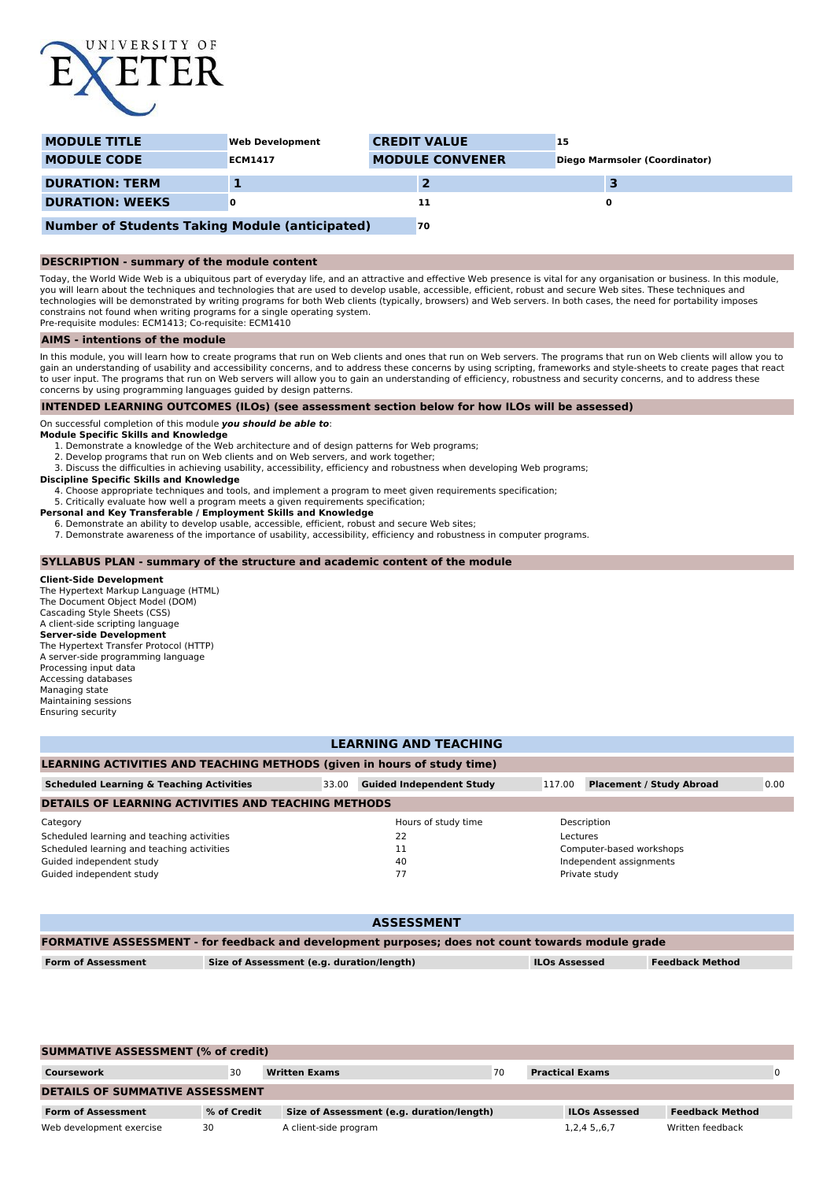UNIVERSITY OF EXETER

| MODULE TITLE | Web Development | CREDIT VALUE | 15 |
|---|---|---|---|
| MODULE CODE | ECM1417 | MODULE CONVENER | Diego Marmsoler (Coordinator) |

| DURATION: TERM | 1 | 2 | 3 |
|---|---|---|---|
| DURATION: WEEKS | 0 | 11 | 0 |

| Number of Students Taking Module (anticipated) | 70 |
|---|---|

## DESCRIPTION - summary of the module content

Today, the World Wide Web is a ubiquitous part of everyday life, and an attractive and effective Web presence is vital for any organisation or business. In this module, you will learn about the techniques and technologies that are used to develop usable, accessible, efficient, robust and secure Web sites. These techniques and technologies will be demonstrated by writing programs for both Web clients (typically, browsers) and Web servers. In both cases, the need for portability imposes constrains not found when writing programs for a single operating system.
Pre-requisite modules: ECM1413; Co-requisite: ECM1410

## AIMS - intentions of the module

In this module, you will learn how to create programs that run on Web clients and ones that run on Web servers. The programs that run on Web clients will allow you to gain an understanding of usability and accessibility concerns, and to address these concerns by using scripting, frameworks and style-sheets to create pages that react to user input. The programs that run on Web servers will allow you to gain an understanding of efficiency, robustness and security concerns, and to address these concerns by using programming languages guided by design patterns.

## INTENDED LEARNING OUTCOMES (ILOs) (see assessment section below for how ILOs will be assessed)

On successful completion of this module ***you should be able to***:

**Module Specific Skills and Knowledge**

1. Demonstrate a knowledge of the Web architecture and of design patterns for Web programs;
2. Develop programs that run on Web clients and on Web servers, and work together;
3. Discuss the difficulties in achieving usability, accessibility, efficiency and robustness when developing Web programs;

**Discipline Specific Skills and Knowledge**

4. Choose appropriate techniques and tools, and implement a program to meet given requirements specification;
5. Critically evaluate how well a program meets a given requirements specification;

**Personal and Key Transferable / Employment Skills and Knowledge**

6. Demonstrate an ability to develop usable, accessible, efficient, robust and secure Web sites;
7. Demonstrate awareness of the importance of usability, accessibility, efficiency and robustness in computer programs.

## SYLLABUS PLAN - summary of the structure and academic content of the module

**Client-Side Development**
The Hypertext Markup Language (HTML)
The Document Object Model (DOM)
Cascading Style Sheets (CSS)
A client-side scripting language
**Server-side Development**
The Hypertext Transfer Protocol (HTTP)
A server-side programming language
Processing input data
Accessing databases
Managing state
Maintaining sessions
Ensuring security

## LEARNING AND TEACHING

### LEARNING ACTIVITIES AND TEACHING METHODS (given in hours of study time)

| Scheduled Learning & Teaching Activities | 33.00 | Guided Independent Study | 117.00 | Placement / Study Abroad | 0.00 |
|---|---|---|---|---|---|

### DETAILS OF LEARNING ACTIVITIES AND TEACHING METHODS

| Category | Hours of study time | Description |
|---|---|---|
| Scheduled learning and teaching activities | 22 | Lectures |
| Scheduled learning and teaching activities | 11 | Computer-based workshops |
| Guided independent study | 40 | Independent assignments |
| Guided independent study | 77 | Private study |

## ASSESSMENT

### FORMATIVE ASSESSMENT - for feedback and development purposes; does not count towards module grade

| Form of Assessment | Size of Assessment (e.g. duration/length) | ILOs Assessed | Feedback Method |
|---|---|---|---|

### SUMMATIVE ASSESSMENT (% of credit)

| Coursework | 30 | Written Exams | 70 | Practical Exams | 0 |
|---|---|---|---|---|---|

### DETAILS OF SUMMATIVE ASSESSMENT

| Form of Assessment | % of Credit | Size of Assessment (e.g. duration/length) | ILOs Assessed | Feedback Method |
|---|---|---|---|---|
| Web development exercise | 30 | A client-side program | 1,2,4 5,,6,7 | Written feedback |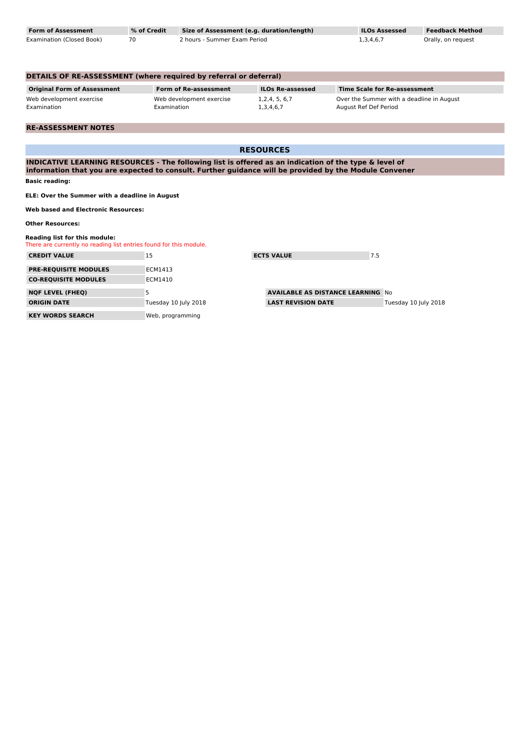| Form of Assessment | % of Credit | Size of Assessment (e.g. duration/length) | ILOs Assessed | Feedback Method |
|---|---|---|---|---|
| Examination (Closed Book) | 70 | 2 hours - Summer Exam Period | 1,3,4,6,7 | Orally, on request |

## DETAILS OF RE-ASSESSMENT (where required by referral or deferral)

| Original Form of Assessment | Form of Re-assessment | ILOs Re-assessed | Time Scale for Re-assessment |
|---|---|---|---|
| Web development exercise | Web development exercise | 1,2,4, 5, 6,7 | Over the Summer with a deadline in August |
| Examination | Examination | 1,3,4,6,7 | August Ref Def Period |

## RE-ASSESSMENT NOTES

# RESOURCES

## INDICATIVE LEARNING RESOURCES - The following list is offered as an indication of the type & level of information that you are expected to consult. Further guidance will be provided by the Module Convener

**Basic reading:**

**ELE: Over the Summer with a deadline in August**

**Web based and Electronic Resources:**

**Other Resources:**

**Reading list for this module:**
There are currently no reading list entries found for this module.

| | | | |
|---|---|---|---|
| **CREDIT VALUE** | 15 | **ECTS VALUE** | 7.5 |
| **PRE-REQUISITE MODULES** | ECM1413 | | |
| **CO-REQUISITE MODULES** | ECM1410 | | |
| **NQF LEVEL (FHEQ)** | 5 | **AVAILABLE AS DISTANCE LEARNING** | No |
| **ORIGIN DATE** | Tuesday 10 July 2018 | **LAST REVISION DATE** | Tuesday 10 July 2018 |
| **KEY WORDS SEARCH** | Web, programming | | |